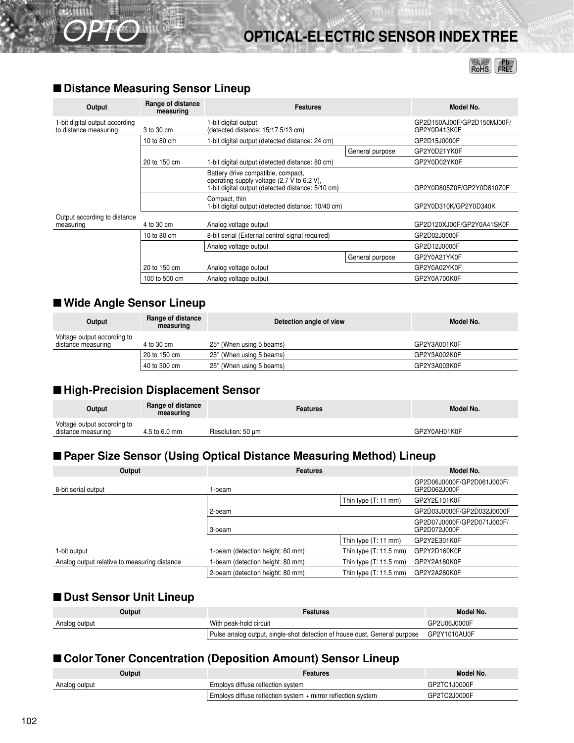# OPTICAL-ELECTRIC SENSOR INDEX TREE

## ■ Distance Measuring Sensor Lineup

| Output | Range of distance measuring | Features | | Model No. |
|---|---|---|---|---|
| 1-bit digital output according to distance measuring | 3 to 30 cm | 1-bit digital output (detected distance: 15/17.5/13 cm) | | GP2D150AJ00F/GP2D150MJ00F/ GP2Y0D413K0F |
| | 10 to 80 cm | 1-bit digital output (detected distance: 24 cm) | | GP2D15J0000F |
| | | | General purpose | GP2Y0D21YK0F |
| | 20 to 150 cm | 1-bit digital output (detected distance: 80 cm) | | GP2Y0D02YK0F |
| | | Battery drive compatible, compact, operating supply voltage (2.7 V to 6.2 V), 1-bit digital output (detected distance: 5/10 cm) | | GP2Y0D805Z0F/GP2Y0D810Z0F |
| | | Compact, thin 1-bit digital output (detected distance: 10/40 cm) | | GP2Y0D310K/GP2Y0D340K |
| Output according to distance measuring | 4 to 30 cm | Analog voltage output | | GP2D120XJ00F/GP2Y0A41SK0F |
| | 10 to 80 cm | 8-bit serial (External control signal required) | | GP2D02J0000F |
| | | Analog voltage output | | GP2D12J0000F |
| | | | General purpose | GP2Y0A21YK0F |
| | 20 to 150 cm | Analog voltage output | | GP2Y0A02YK0F |
| | 100 to 500 cm | Analog voltage output | | GP2Y0A700K0F |

## ■ Wide Angle Sensor Lineup

| Output | Range of distance measuring | Detection angle of view | Model No. |
|---|---|---|---|
| Voltage output according to distance measuring | 4 to 30 cm | 25° (When using 5 beams) | GP2Y3A001K0F |
| | 20 to 150 cm | 25° (When using 5 beams) | GP2Y3A002K0F |
| | 40 to 300 cm | 25° (When using 5 beams) | GP2Y3A003K0F |

## ■ High-Precision Displacement Sensor

| Output | Range of distance measuring | Features | Model No. |
|---|---|---|---|
| Voltage output according to distance measuring | 4.5 to 6.0 mm | Resolution: 50 μm | GP2Y0AH01K0F |

## ■ Paper Size Sensor (Using Optical Distance Measuring Method) Lineup

| Output | Features | | Model No. |
|---|---|---|---|
| 8-bit serial output | 1-beam | | GP2D06J0000F/GP2D061J000F/ GP2D062J000F |
| | | Thin type (T: 11 mm) | GP2Y2E101K0F |
| | 2-beam | | GP2D03J0000F/GP2D032J0000F |
| | 3-beam | | GP2D07J0000F/GP2D071J000F/ GP2D072J000F |
| | | Thin type (T: 11 mm) | GP2Y2E301K0F |
| 1-bit output | 1-beam (detection height: 60 mm) | Thin type (T: 11.5 mm) | GP2Y2D160K0F |
| Analog output relative to measuring distance | 1-beam (detection height: 80 mm) | Thin type (T: 11.5 mm) | GP2Y2A180K0F |
| | 2-beam (detection height: 80 mm) | Thin type (T: 11.5 mm) | GP2Y2A280K0F |

## ■ Dust Sensor Unit Lineup

| Output | Features | Model No. |
|---|---|---|
| Analog output | With peak-hold circuit | GP2U06J0000F |
| | Pulse analog output, single-shot detection of house dust, General purpose | GP2Y1010AU0F |

## ■ Color Toner Concentration (Deposition Amount) Sensor Lineup

| Output | Features | Model No. |
|---|---|---|
| Analog output | Employs diffuse reflection system | GP2TC1J0000F |
| | Employs diffuse reflection system + mirror reflection system | GP2TC2J0000F |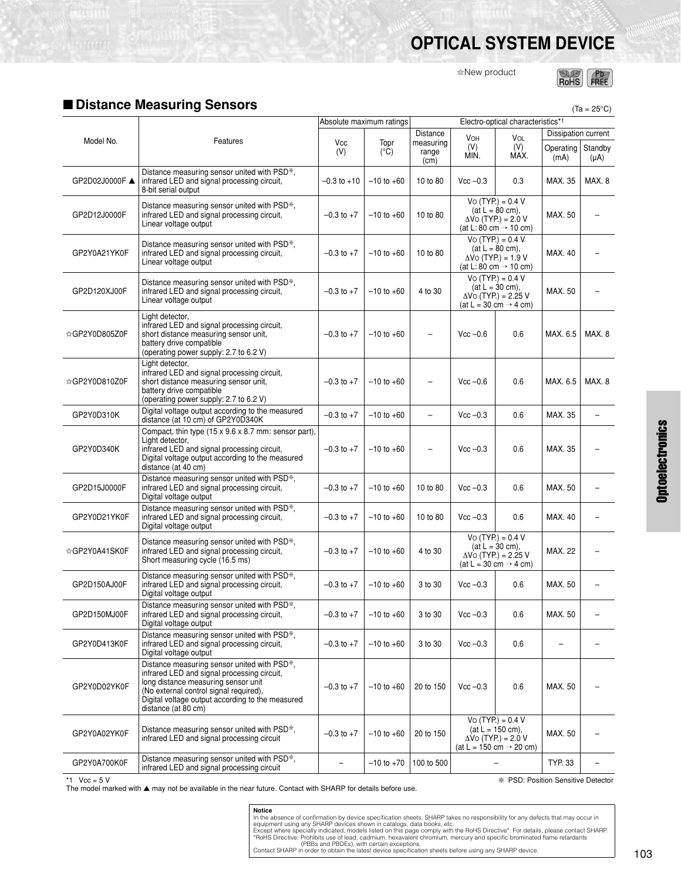# OPTICAL SYSTEM DEVICE

☆New product

## ■ Distance Measuring Sensors

(Ta = 25°C)

| Model No. | Features | Absolute maximum ratings | | Electro-optical characteristics*1 | | | | |
|---|---|---|---|---|---|---|---|---|
| | | Vcc (V) | Topr (°C) | Distance measuring range (cm) | $V_{OH}$ (V) MIN. | $V_{OL}$ (V) MAX. | Dissipation current Operating (mA) | Dissipation current Standby (μA) |
| GP2D02J0000F ▲ | Distance measuring sensor united with PSD※, infrared LED and signal processing circuit, 8-bit serial output | –0.3 to +10 | –10 to +60 | 10 to 80 | Vcc –0.3 | 0.3 | MAX. 35 | MAX. 8 |
| GP2D12J0000F | Distance measuring sensor united with PSD※, infrared LED and signal processing circuit, Linear voltage output | –0.3 to +7 | –10 to +60 | 10 to 80 | $V_O$ (TYP.) = 0.4 V (at L = 80 cm), $\Delta V_O$ (TYP.) = 2.0 V (at L: 80 cm → 10 cm) | | MAX. 50 | – |
| GP2Y0A21YK0F | Distance measuring sensor united with PSD※, infrared LED and signal processing circuit, Linear voltage output | –0.3 to +7 | –10 to +60 | 10 to 80 | $V_O$ (TYP.) = 0.4 V (at L = 80 cm), $\Delta V_O$ (TYP.) = 1.9 V (at L: 80 cm → 10 cm) | | MAX. 40 | – |
| GP2D120XJ00F | Distance measuring sensor united with PSD※, infrared LED and signal processing circuit, Linear voltage output | –0.3 to +7 | –10 to +60 | 4 to 30 | $V_O$ (TYP.) = 0.4 V (at L = 30 cm), $\Delta V_O$ (TYP.) = 2.25 V (at L = 30 cm → 4 cm) | | MAX. 50 | – |
| ☆GP2Y0D805Z0F | Light detector, infrared LED and signal processing circuit, short distance measuring sensor unit, battery drive compatible (operating power supply: 2.7 to 6.2 V) | –0.3 to +7 | –10 to +60 | – | Vcc –0.6 | 0.6 | MAX. 6.5 | MAX. 8 |
| ☆GP2Y0D810Z0F | Light detector, infrared LED and signal processing circuit, short distance measuring sensor unit, battery drive compatible (operating power supply: 2.7 to 6.2 V) | –0.3 to +7 | –10 to +60 | – | Vcc –0.6 | 0.6 | MAX. 6.5 | MAX. 8 |
| GP2Y0D310K | Digital voltage output according to the measured distance (at 10 cm) of GP2Y0D340K | –0.3 to +7 | –10 to +60 | – | Vcc –0.3 | 0.6 | MAX. 35 | – |
| GP2Y0D340K | Compact, thin type (15 x 9.6 x 8.7 mm: sensor part), Light detector, infrared LED and signal processing circuit, Digital voltage output according to the measured distance (at 40 cm) | –0.3 to +7 | –10 to +60 | – | Vcc –0.3 | 0.6 | MAX. 35 | – |
| GP2D15J0000F | Distance measuring sensor united with PSD※, infrared LED and signal processing circuit, Digital voltage output | –0.3 to +7 | –10 to +60 | 10 to 80 | Vcc –0.3 | 0.6 | MAX. 50 | – |
| GP2Y0D21YK0F | Distance measuring sensor united with PSD※, infrared LED and signal processing circuit, Digital voltage output | –0.3 to +7 | –10 to +60 | 10 to 80 | Vcc –0.3 | 0.6 | MAX. 40 | – |
| ☆GP2Y0A41SK0F | Distance measuring sensor united with PSD※, infrared LED and signal processing circuit, Short measuring cycle (16.5 ms) | –0.3 to +7 | –10 to +60 | 4 to 30 | $V_O$ (TYP.) = 0.4 V (at L = 30 cm), $\Delta V_O$ (TYP.) = 2.25 V (at L = 30 cm → 4 cm) | | MAX. 22 | – |
| GP2D150AJ00F | Distance measuring sensor united with PSD※, infrared LED and signal processing circuit, Digital voltage output | –0.3 to +7 | –10 to +60 | 3 to 30 | Vcc –0.3 | 0.6 | MAX. 50 | – |
| GP2D150MJ00F | Distance measuring sensor united with PSD※, infrared LED and signal processing circuit, Digital voltage output | –0.3 to +7 | –10 to +60 | 3 to 30 | Vcc –0.3 | 0.6 | MAX. 50 | – |
| GP2Y0D413K0F | Distance measuring sensor united with PSD※, infrared LED and signal processing circuit, Digital voltage output | –0.3 to +7 | –10 to +60 | 3 to 30 | Vcc –0.3 | 0.6 | – | – |
| GP2Y0D02YK0F | Distance measuring sensor united with PSD※, infrared LED and signal processing circuit, long distance measuring sensor unit (No external control signal required), Digital voltage output according to the measured distance (at 80 cm) | –0.3 to +7 | –10 to +60 | 20 to 150 | Vcc –0.3 | 0.6 | MAX. 50 | – |
| GP2Y0A02YK0F | Distance measuring sensor united with PSD※, infrared LED and signal processing circuit | –0.3 to +7 | –10 to +60 | 20 to 150 | $V_O$ (TYP.) = 0.4 V (at L = 150 cm), $\Delta V_O$ (TYP.) = 2.0 V (at L = 150 cm → 20 cm) | | MAX. 50 | – |
| GP2Y0A700K0F | Distance measuring sensor united with PSD※, infrared LED and signal processing circuit | – | –10 to +70 | 100 to 500 | – | | TYP. 33 | – |

*1 Vcc = 5 V

※ PSD: Position Sensitive Detector

The model marked with ▲ may not be available in the near future. Contact with SHARP for details before use.

**Notice**
In the absence of confirmation by device specification sheets, SHARP takes no responsibility for any defects that may occur in equipment using any SHARP devices shown in catalogs, data books, etc.
Except where specially indicated, models listed on this page comply with the RoHS Directive*. For details, please contact SHARP.
*RoHS Directive: Prohibits use of lead, cadmium, hexavalent chromium, mercury and specific brominated flame retardants (PBBs and PBDEs), with certain exceptions.
Contact SHARP in order to obtain the latest device specification sheets before using any SHARP device.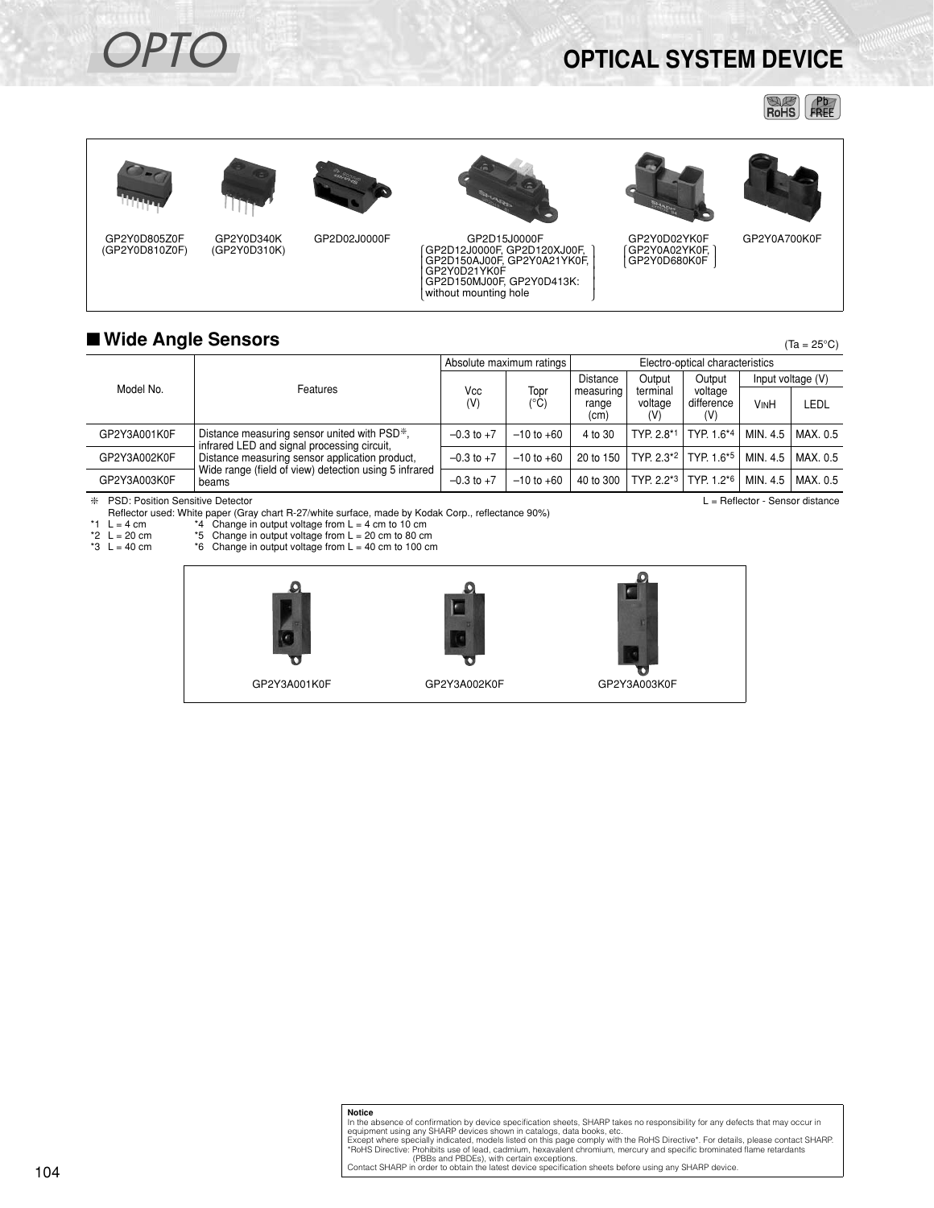# OPTO

# OPTICAL SYSTEM DEVICE

RoHS Pb FREE

GP2Y0D805Z0F (GP2Y0D810Z0F)

GP2Y0D340K (GP2Y0D310K)

GP2D02J0000F

GP2D15J0000F
[GP2D12J0000F, GP2D120XJ00F, GP2D150AJ00F, GP2Y0A21YK0F, GP2Y0D21YK0F
GP2D150MJ00F, GP2Y0D413K: without mounting hole]

GP2Y0D02YK0F
[GP2Y0A02YK0F, GP2Y0D680K0F]

GP2Y0A700K0F

## ■ Wide Angle Sensors

(Ta = 25°C)

| Model No. | Features | Absolute maximum ratings | | Electro-optical characteristics | | | | |
|---|---|---|---|---|---|---|---|---|
| | | Vcc (V) | Topr (°C) | Distance measuring range (cm) | Output terminal voltage (V) | Output voltage difference (V) | Input voltage (V) | |
| | | | | | | | $V_{INH}$ | LEDL |
| GP2Y3A001K0F | Distance measuring sensor united with PSD※, infrared LED and signal processing circuit, Distance measuring sensor application product, Wide range (field of view) detection using 5 infrared beams | –0.3 to +7 | –10 to +60 | 4 to 30 | TYP. 2.8*1 | TYP. 1.6*4 | MIN. 4.5 | MAX. 0.5 |
| GP2Y3A002K0F | | –0.3 to +7 | –10 to +60 | 20 to 150 | TYP. 2.3*2 | TYP. 1.6*5 | MIN. 4.5 | MAX. 0.5 |
| GP2Y3A003K0F | | –0.3 to +7 | –10 to +60 | 40 to 300 | TYP. 2.2*3 | TYP. 1.2*6 | MIN. 4.5 | MAX. 0.5 |

※ PSD: Position Sensitive Detector
Reflector used: White paper (Gray chart R-27/white surface, made by Kodak Corp., reflectance 90%)

L = Reflector - Sensor distance

*1 L = 4 cm *4 Change in output voltage from L = 4 cm to 10 cm
*2 L = 20 cm *5 Change in output voltage from L = 20 cm to 80 cm
*3 L = 40 cm *6 Change in output voltage from L = 40 cm to 100 cm

GP2Y3A001K0F GP2Y3A002K0F GP2Y3A003K0F

**Notice**
In the absence of confirmation by device specification sheets, SHARP takes no responsibility for any defects that may occur in equipment using any SHARP devices shown in catalogs, data books, etc.
Except where specially indicated, models listed on this page comply with the RoHS Directive*. For details, please contact SHARP.
*RoHS Directive: Prohibits use of lead, cadmium, hexavalent chromium, mercury and specific brominated flame retardants (PBBs and PBDEs), with certain exceptions.
Contact SHARP in order to obtain the latest device specification sheets before using any SHARP device.